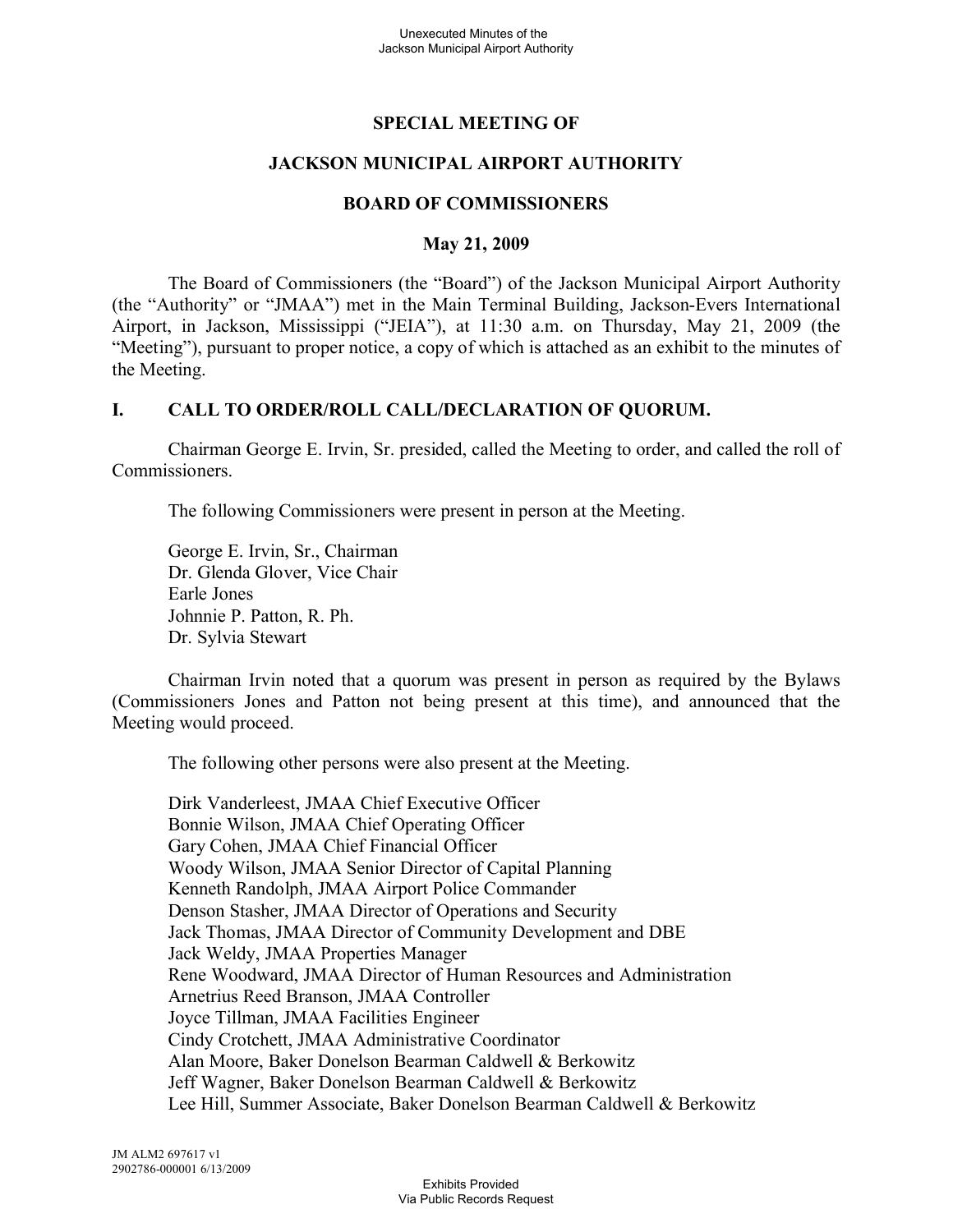# SPECIAL MEETING OF

# JACKSON MUNICIPAL AIRPORT AUTHORITY

# BOARD OF COMMISSIONERS

## May 21, 2009

The Board of Commissioners (the "Board") of the Jackson Municipal Airport Authority (the "Authority" or "JMAA") met in the Main Terminal Building, Jackson-Evers International Airport, in Jackson, Mississippi ("JEIA"), at 11:30 a.m. on Thursday, May 21, 2009 (the "Meeting"), pursuant to proper notice, a copy of which is attached as an exhibit to the minutes of the Meeting.

## I. CALL TO ORDER/ROLL CALL/DECLARATION OF QUORUM.

Chairman George E. Irvin, Sr. presided, called the Meeting to order, and called the roll of Commissioners.

The following Commissioners were present in person at the Meeting.

George E. Irvin, Sr., Chairman
Dr. Glenda Glover, Vice Chair
Earle Jones
Johnnie P. Patton, R. Ph.
Dr. Sylvia Stewart

Chairman Irvin noted that a quorum was present in person as required by the Bylaws (Commissioners Jones and Patton not being present at this time), and announced that the Meeting would proceed.

The following other persons were also present at the Meeting.

Dirk Vanderleest, JMAA Chief Executive Officer
Bonnie Wilson, JMAA Chief Operating Officer
Gary Cohen, JMAA Chief Financial Officer
Woody Wilson, JMAA Senior Director of Capital Planning
Kenneth Randolph, JMAA Airport Police Commander
Denson Stasher, JMAA Director of Operations and Security
Jack Thomas, JMAA Director of Community Development and DBE
Jack Weldy, JMAA Properties Manager
Rene Woodward, JMAA Director of Human Resources and Administration
Arnetrius Reed Branson, JMAA Controller
Joyce Tillman, JMAA Facilities Engineer
Cindy Crotchett, JMAA Administrative Coordinator
Alan Moore, Baker Donelson Bearman Caldwell & Berkowitz
Jeff Wagner, Baker Donelson Bearman Caldwell & Berkowitz
Lee Hill, Summer Associate, Baker Donelson Bearman Caldwell & Berkowitz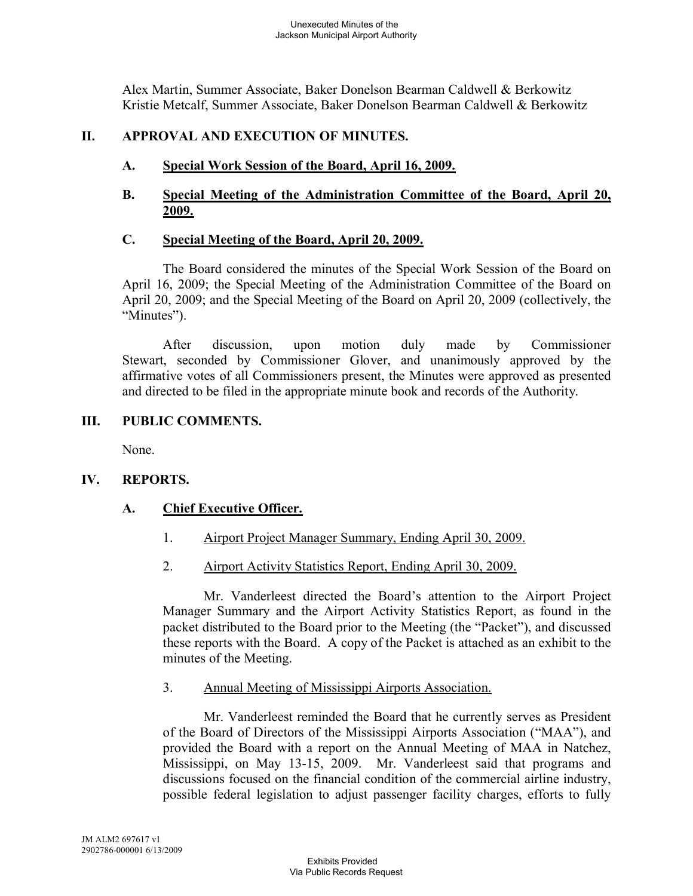Alex Martin, Summer Associate, Baker Donelson Bearman Caldwell & Berkowitz
Kristie Metcalf, Summer Associate, Baker Donelson Bearman Caldwell & Berkowitz

## II. APPROVAL AND EXECUTION OF MINUTES.

### A. Special Work Session of the Board, April 16, 2009.

### B. Special Meeting of the Administration Committee of the Board, April 20, 2009.

### C. Special Meeting of the Board, April 20, 2009.

The Board considered the minutes of the Special Work Session of the Board on April 16, 2009; the Special Meeting of the Administration Committee of the Board on April 20, 2009; and the Special Meeting of the Board on April 20, 2009 (collectively, the "Minutes").

After discussion, upon motion duly made by Commissioner Stewart, seconded by Commissioner Glover, and unanimously approved by the affirmative votes of all Commissioners present, the Minutes were approved as presented and directed to be filed in the appropriate minute book and records of the Authority.

## III. PUBLIC COMMENTS.

None.

## IV. REPORTS.

### A. Chief Executive Officer.

1. Airport Project Manager Summary, Ending April 30, 2009.

2. Airport Activity Statistics Report, Ending April 30, 2009.

Mr. Vanderleest directed the Board's attention to the Airport Project Manager Summary and the Airport Activity Statistics Report, as found in the packet distributed to the Board prior to the Meeting (the "Packet"), and discussed these reports with the Board. A copy of the Packet is attached as an exhibit to the minutes of the Meeting.

3. Annual Meeting of Mississippi Airports Association.

Mr. Vanderleest reminded the Board that he currently serves as President of the Board of Directors of the Mississippi Airports Association ("MAA"), and provided the Board with a report on the Annual Meeting of MAA in Natchez, Mississippi, on May 13-15, 2009. Mr. Vanderleest said that programs and discussions focused on the financial condition of the commercial airline industry, possible federal legislation to adjust passenger facility charges, efforts to fully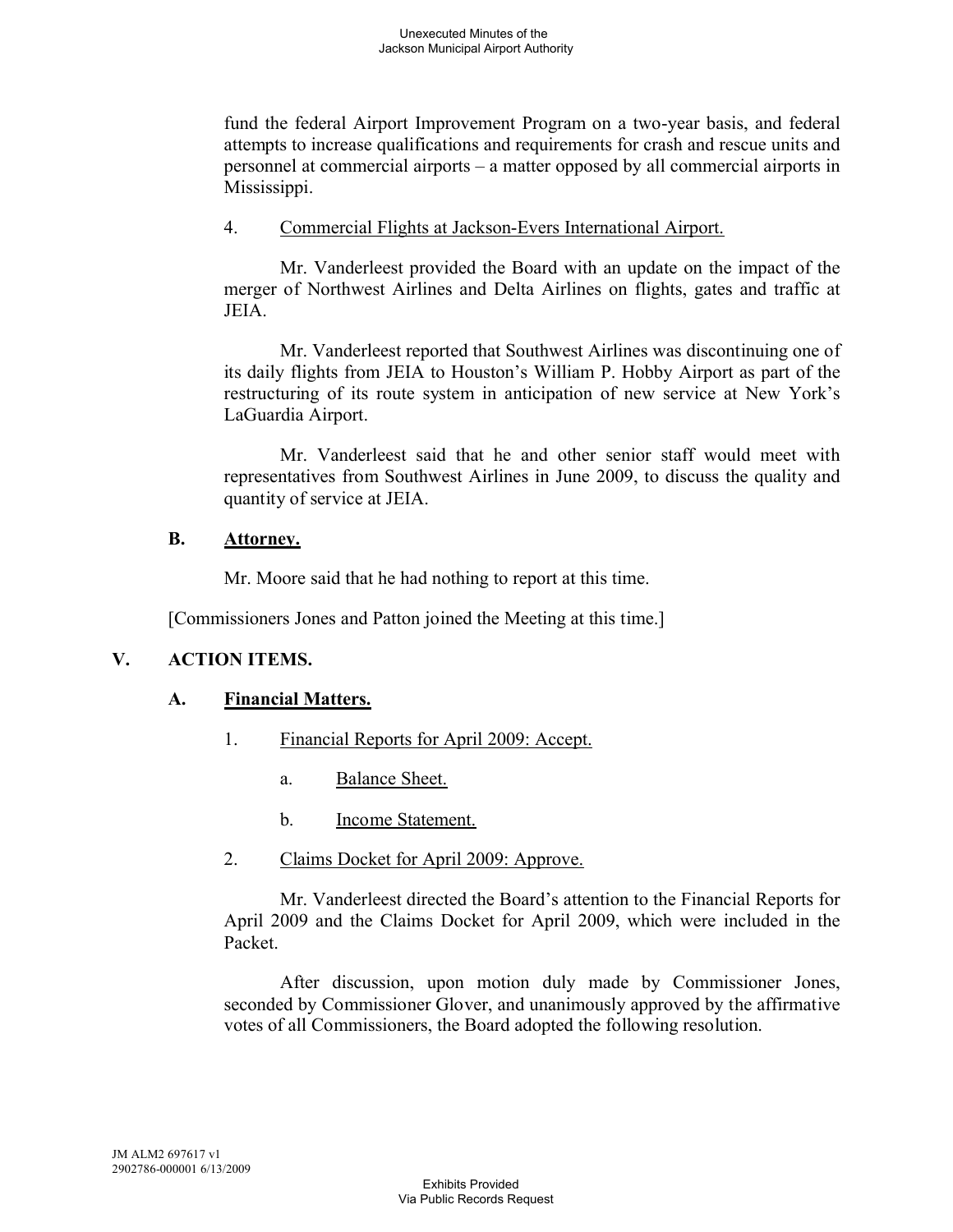fund the federal Airport Improvement Program on a two-year basis, and federal attempts to increase qualifications and requirements for crash and rescue units and personnel at commercial airports – a matter opposed by all commercial airports in Mississippi.

4. Commercial Flights at Jackson-Evers International Airport.

Mr. Vanderleest provided the Board with an update on the impact of the merger of Northwest Airlines and Delta Airlines on flights, gates and traffic at JEIA.

Mr. Vanderleest reported that Southwest Airlines was discontinuing one of its daily flights from JEIA to Houston's William P. Hobby Airport as part of the restructuring of its route system in anticipation of new service at New York's LaGuardia Airport.

Mr. Vanderleest said that he and other senior staff would meet with representatives from Southwest Airlines in June 2009, to discuss the quality and quantity of service at JEIA.

**B. Attorney.**

Mr. Moore said that he had nothing to report at this time.

[Commissioners Jones and Patton joined the Meeting at this time.]

## V. ACTION ITEMS.

**A. Financial Matters.**

1. Financial Reports for April 2009: Accept.

   a. Balance Sheet.

   b. Income Statement.

2. Claims Docket for April 2009: Approve.

Mr. Vanderleest directed the Board's attention to the Financial Reports for April 2009 and the Claims Docket for April 2009, which were included in the Packet.

After discussion, upon motion duly made by Commissioner Jones, seconded by Commissioner Glover, and unanimously approved by the affirmative votes of all Commissioners, the Board adopted the following resolution.

JM ALM2 697617 v1
2902786-000001 6/13/2009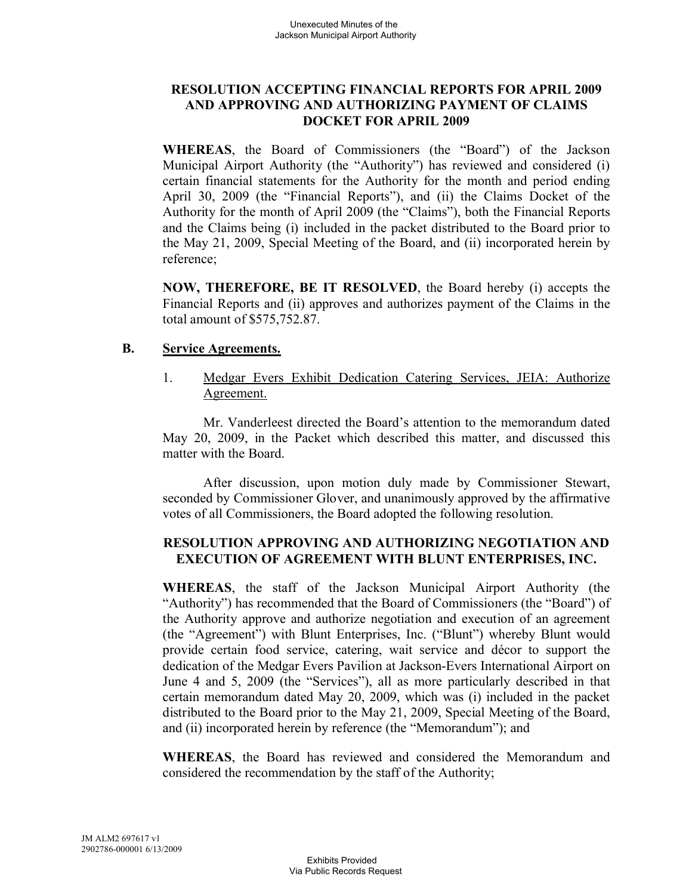**RESOLUTION ACCEPTING FINANCIAL REPORTS FOR APRIL 2009 AND APPROVING AND AUTHORIZING PAYMENT OF CLAIMS DOCKET FOR APRIL 2009**

**WHEREAS**, the Board of Commissioners (the "Board") of the Jackson Municipal Airport Authority (the "Authority") has reviewed and considered (i) certain financial statements for the Authority for the month and period ending April 30, 2009 (the "Financial Reports"), and (ii) the Claims Docket of the Authority for the month of April 2009 (the "Claims"), both the Financial Reports and the Claims being (i) included in the packet distributed to the Board prior to the May 21, 2009, Special Meeting of the Board, and (ii) incorporated herein by reference;

**NOW, THEREFORE, BE IT RESOLVED**, the Board hereby (i) accepts the Financial Reports and (ii) approves and authorizes payment of the Claims in the total amount of $575,752.87.

**B. <u>Service Agreements.</u>**

1. <u>Medgar Evers Exhibit Dedication Catering Services, JEIA: Authorize Agreement.</u>

Mr. Vanderleest directed the Board's attention to the memorandum dated May 20, 2009, in the Packet which described this matter, and discussed this matter with the Board.

After discussion, upon motion duly made by Commissioner Stewart, seconded by Commissioner Glover, and unanimously approved by the affirmative votes of all Commissioners, the Board adopted the following resolution.

**RESOLUTION APPROVING AND AUTHORIZING NEGOTIATION AND EXECUTION OF AGREEMENT WITH BLUNT ENTERPRISES, INC.**

**WHEREAS**, the staff of the Jackson Municipal Airport Authority (the "Authority") has recommended that the Board of Commissioners (the "Board") of the Authority approve and authorize negotiation and execution of an agreement (the "Agreement") with Blunt Enterprises, Inc. ("Blunt") whereby Blunt would provide certain food service, catering, wait service and décor to support the dedication of the Medgar Evers Pavilion at Jackson-Evers International Airport on June 4 and 5, 2009 (the "Services"), all as more particularly described in that certain memorandum dated May 20, 2009, which was (i) included in the packet distributed to the Board prior to the May 21, 2009, Special Meeting of the Board, and (ii) incorporated herein by reference (the "Memorandum"); and

**WHEREAS**, the Board has reviewed and considered the Memorandum and considered the recommendation by the staff of the Authority;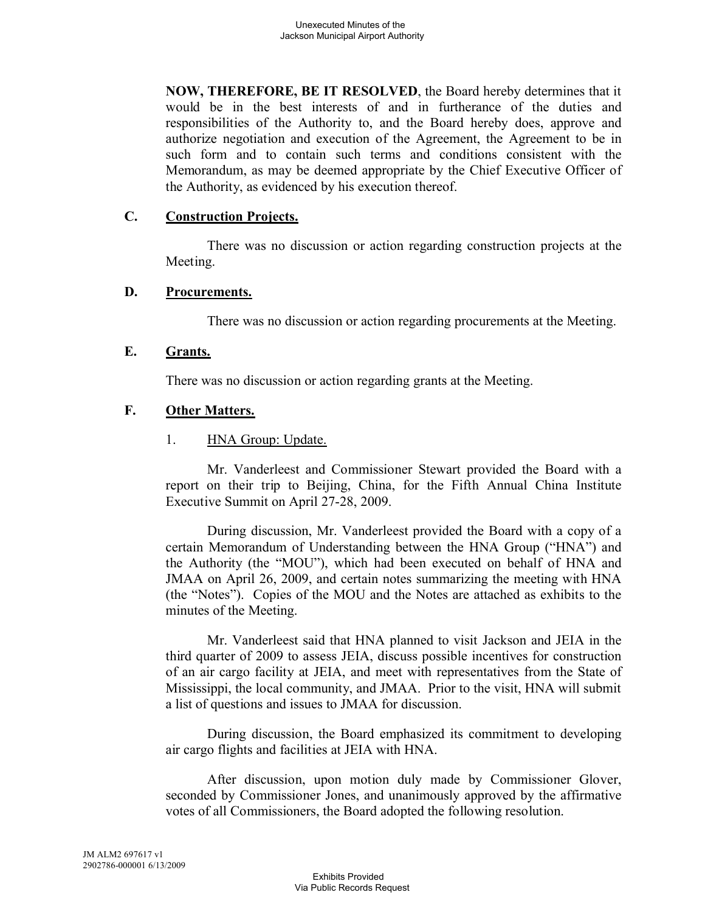**NOW, THEREFORE, BE IT RESOLVED**, the Board hereby determines that it would be in the best interests of and in furtherance of the duties and responsibilities of the Authority to, and the Board hereby does, approve and authorize negotiation and execution of the Agreement, the Agreement to be in such form and to contain such terms and conditions consistent with the Memorandum, as may be deemed appropriate by the Chief Executive Officer of the Authority, as evidenced by his execution thereof.

### C. Construction Projects.

There was no discussion or action regarding construction projects at the Meeting.

### D. Procurements.

There was no discussion or action regarding procurements at the Meeting.

### E. Grants.

There was no discussion or action regarding grants at the Meeting.

### F. Other Matters.

1. HNA Group: Update.

Mr. Vanderleest and Commissioner Stewart provided the Board with a report on their trip to Beijing, China, for the Fifth Annual China Institute Executive Summit on April 27-28, 2009.

During discussion, Mr. Vanderleest provided the Board with a copy of a certain Memorandum of Understanding between the HNA Group ("HNA") and the Authority (the "MOU"), which had been executed on behalf of HNA and JMAA on April 26, 2009, and certain notes summarizing the meeting with HNA (the "Notes"). Copies of the MOU and the Notes are attached as exhibits to the minutes of the Meeting.

Mr. Vanderleest said that HNA planned to visit Jackson and JEIA in the third quarter of 2009 to assess JEIA, discuss possible incentives for construction of an air cargo facility at JEIA, and meet with representatives from the State of Mississippi, the local community, and JMAA. Prior to the visit, HNA will submit a list of questions and issues to JMAA for discussion.

During discussion, the Board emphasized its commitment to developing air cargo flights and facilities at JEIA with HNA.

After discussion, upon motion duly made by Commissioner Glover, seconded by Commissioner Jones, and unanimously approved by the affirmative votes of all Commissioners, the Board adopted the following resolution.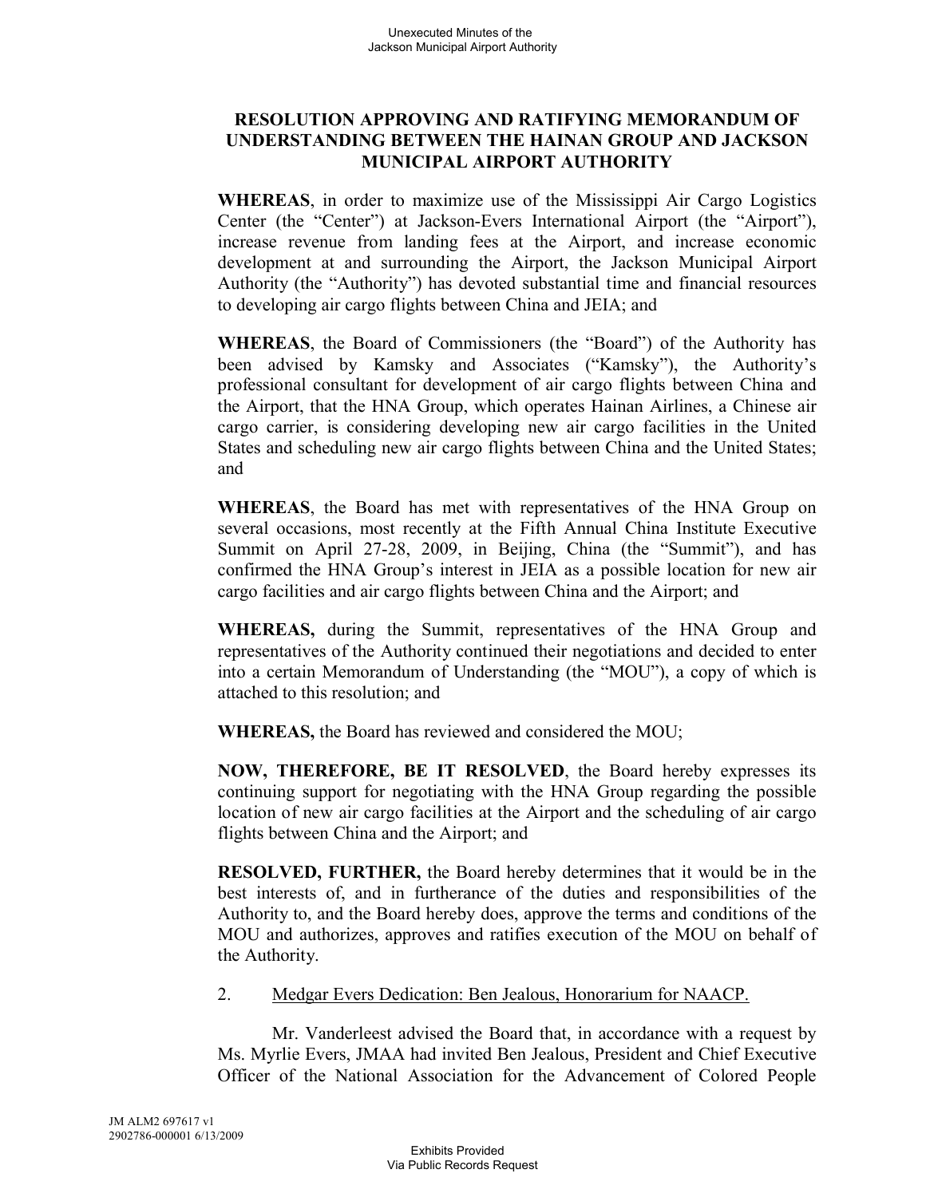### RESOLUTION APPROVING AND RATIFYING MEMORANDUM OF UNDERSTANDING BETWEEN THE HAINAN GROUP AND JACKSON MUNICIPAL AIRPORT AUTHORITY

**WHEREAS**, in order to maximize use of the Mississippi Air Cargo Logistics Center (the "Center") at Jackson-Evers International Airport (the "Airport"), increase revenue from landing fees at the Airport, and increase economic development at and surrounding the Airport, the Jackson Municipal Airport Authority (the "Authority") has devoted substantial time and financial resources to developing air cargo flights between China and JEIA; and

**WHEREAS**, the Board of Commissioners (the "Board") of the Authority has been advised by Kamsky and Associates ("Kamsky"), the Authority's professional consultant for development of air cargo flights between China and the Airport, that the HNA Group, which operates Hainan Airlines, a Chinese air cargo carrier, is considering developing new air cargo facilities in the United States and scheduling new air cargo flights between China and the United States; and

**WHEREAS**, the Board has met with representatives of the HNA Group on several occasions, most recently at the Fifth Annual China Institute Executive Summit on April 27-28, 2009, in Beijing, China (the "Summit"), and has confirmed the HNA Group's interest in JEIA as a possible location for new air cargo facilities and air cargo flights between China and the Airport; and

**WHEREAS,** during the Summit, representatives of the HNA Group and representatives of the Authority continued their negotiations and decided to enter into a certain Memorandum of Understanding (the "MOU"), a copy of which is attached to this resolution; and

**WHEREAS,** the Board has reviewed and considered the MOU;

**NOW, THEREFORE, BE IT RESOLVED**, the Board hereby expresses its continuing support for negotiating with the HNA Group regarding the possible location of new air cargo facilities at the Airport and the scheduling of air cargo flights between China and the Airport; and

**RESOLVED, FURTHER,** the Board hereby determines that it would be in the best interests of, and in furtherance of the duties and responsibilities of the Authority to, and the Board hereby does, approve the terms and conditions of the MOU and authorizes, approves and ratifies execution of the MOU on behalf of the Authority.

2. Medgar Evers Dedication: Ben Jealous, Honorarium for NAACP.

Mr. Vanderleest advised the Board that, in accordance with a request by Ms. Myrlie Evers, JMAA had invited Ben Jealous, President and Chief Executive Officer of the National Association for the Advancement of Colored People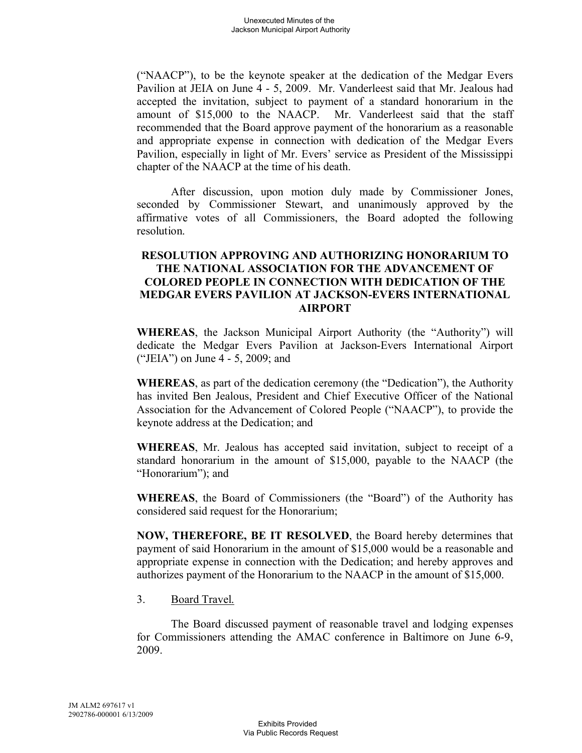("NAACP"), to be the keynote speaker at the dedication of the Medgar Evers Pavilion at JEIA on June 4 - 5, 2009. Mr. Vanderleest said that Mr. Jealous had accepted the invitation, subject to payment of a standard honorarium in the amount of $15,000 to the NAACP. Mr. Vanderleest said that the staff recommended that the Board approve payment of the honorarium as a reasonable and appropriate expense in connection with dedication of the Medgar Evers Pavilion, especially in light of Mr. Evers' service as President of the Mississippi chapter of the NAACP at the time of his death.

After discussion, upon motion duly made by Commissioner Jones, seconded by Commissioner Stewart, and unanimously approved by the affirmative votes of all Commissioners, the Board adopted the following resolution.

**RESOLUTION APPROVING AND AUTHORIZING HONORARIUM TO THE NATIONAL ASSOCIATION FOR THE ADVANCEMENT OF COLORED PEOPLE IN CONNECTION WITH DEDICATION OF THE MEDGAR EVERS PAVILION AT JACKSON-EVERS INTERNATIONAL AIRPORT**

**WHEREAS**, the Jackson Municipal Airport Authority (the "Authority") will dedicate the Medgar Evers Pavilion at Jackson-Evers International Airport ("JEIA") on June 4 - 5, 2009; and

**WHEREAS**, as part of the dedication ceremony (the "Dedication"), the Authority has invited Ben Jealous, President and Chief Executive Officer of the National Association for the Advancement of Colored People ("NAACP"), to provide the keynote address at the Dedication; and

**WHEREAS**, Mr. Jealous has accepted said invitation, subject to receipt of a standard honorarium in the amount of $15,000, payable to the NAACP (the "Honorarium"); and

**WHEREAS**, the Board of Commissioners (the "Board") of the Authority has considered said request for the Honorarium;

**NOW, THEREFORE, BE IT RESOLVED**, the Board hereby determines that payment of said Honorarium in the amount of $15,000 would be a reasonable and appropriate expense in connection with the Dedication; and hereby approves and authorizes payment of the Honorarium to the NAACP in the amount of $15,000.

3. Board Travel.

The Board discussed payment of reasonable travel and lodging expenses for Commissioners attending the AMAC conference in Baltimore on June 6-9, 2009.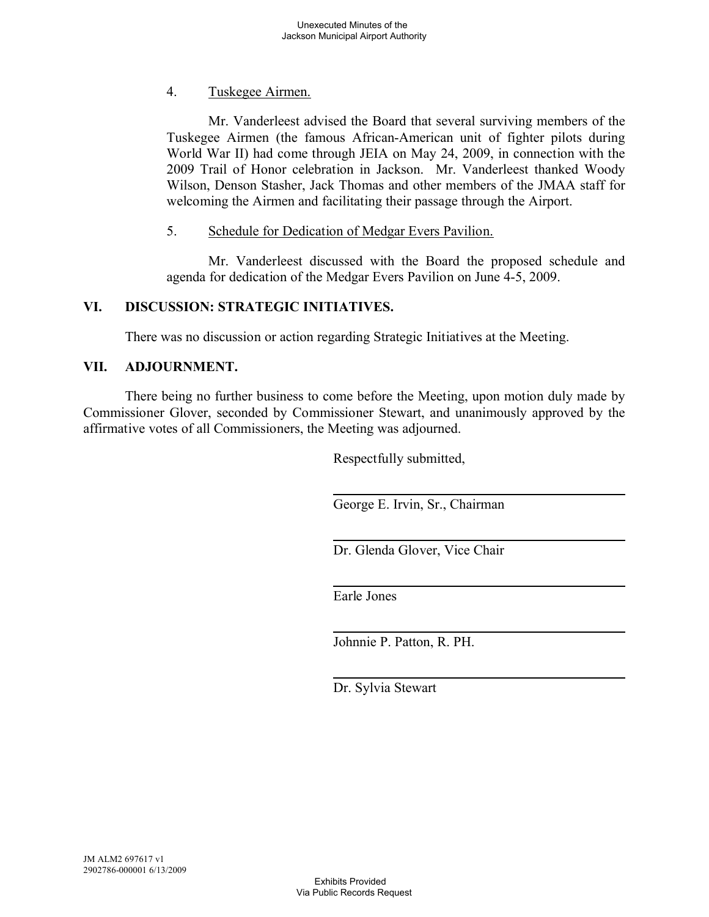4. Tuskegee Airmen.

Mr. Vanderleest advised the Board that several surviving members of the Tuskegee Airmen (the famous African-American unit of fighter pilots during World War II) had come through JEIA on May 24, 2009, in connection with the 2009 Trail of Honor celebration in Jackson. Mr. Vanderleest thanked Woody Wilson, Denson Stasher, Jack Thomas and other members of the JMAA staff for welcoming the Airmen and facilitating their passage through the Airport.

5. Schedule for Dedication of Medgar Evers Pavilion.

Mr. Vanderleest discussed with the Board the proposed schedule and agenda for dedication of the Medgar Evers Pavilion on June 4-5, 2009.

## VI. DISCUSSION: STRATEGIC INITIATIVES.

There was no discussion or action regarding Strategic Initiatives at the Meeting.

## VII. ADJOURNMENT.

There being no further business to come before the Meeting, upon motion duly made by Commissioner Glover, seconded by Commissioner Stewart, and unanimously approved by the affirmative votes of all Commissioners, the Meeting was adjourned.

Respectfully submitted,

\_\_\_\_\_\_\_\_\_\_\_\_\_\_\_\_\_\_\_\_\_\_\_\_\_\_\_\_\_\_
George E. Irvin, Sr., Chairman

\_\_\_\_\_\_\_\_\_\_\_\_\_\_\_\_\_\_\_\_\_\_\_\_\_\_\_\_\_\_
Dr. Glenda Glover, Vice Chair

\_\_\_\_\_\_\_\_\_\_\_\_\_\_\_\_\_\_\_\_\_\_\_\_\_\_\_\_\_\_
Earle Jones

\_\_\_\_\_\_\_\_\_\_\_\_\_\_\_\_\_\_\_\_\_\_\_\_\_\_\_\_\_\_
Johnnie P. Patton, R. PH.

\_\_\_\_\_\_\_\_\_\_\_\_\_\_\_\_\_\_\_\_\_\_\_\_\_\_\_\_\_\_
Dr. Sylvia Stewart

JM ALM2 697617 v1
2902786-000001 6/13/2009